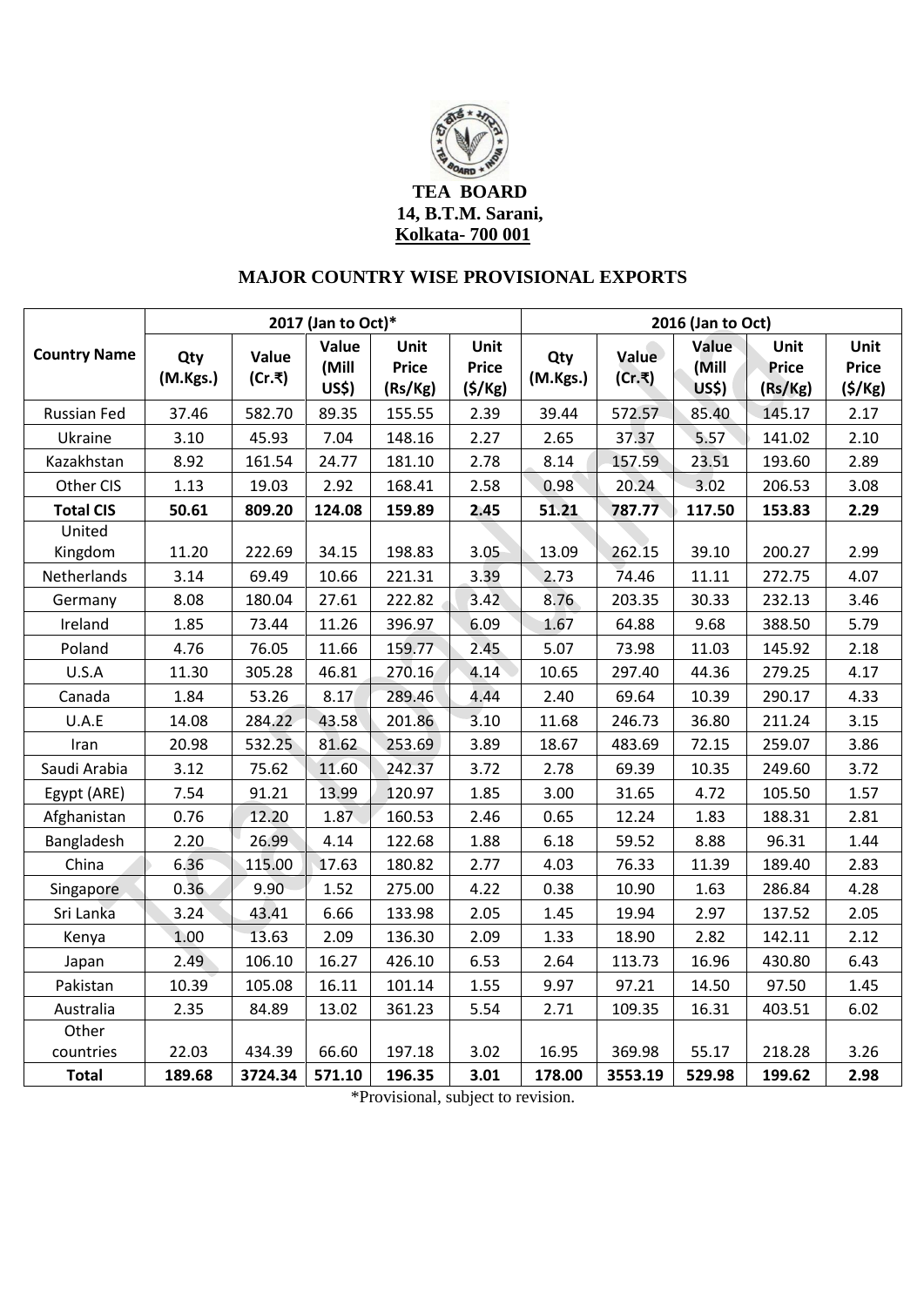**TEA BOARD**
**14, B.T.M. Sarani,**
**Kolkata- 700 001**

## MAJOR COUNTRY WISE PROVISIONAL EXPORTS

| Country Name | 2017 (Jan to Oct)* | | | | | 2016 (Jan to Oct) | | | | |
|---|---|---|---|---|---|---|---|---|---|---|
| | Qty (M.Kgs.) | Value (Cr.₹) | Value (Mill US$) | Unit Price (Rs/Kg) | Unit Price ($/Kg) | Qty (M.Kgs.) | Value (Cr.₹) | Value (Mill US$) | Unit Price (Rs/Kg) | Unit Price ($/Kg) |
| Russian Fed | 37.46 | 582.70 | 89.35 | 155.55 | 2.39 | 39.44 | 572.57 | 85.40 | 145.17 | 2.17 |
| Ukraine | 3.10 | 45.93 | 7.04 | 148.16 | 2.27 | 2.65 | 37.37 | 5.57 | 141.02 | 2.10 |
| Kazakhstan | 8.92 | 161.54 | 24.77 | 181.10 | 2.78 | 8.14 | 157.59 | 23.51 | 193.60 | 2.89 |
| Other CIS | 1.13 | 19.03 | 2.92 | 168.41 | 2.58 | 0.98 | 20.24 | 3.02 | 206.53 | 3.08 |
| **Total CIS** | **50.61** | **809.20** | **124.08** | **159.89** | **2.45** | **51.21** | **787.77** | **117.50** | **153.83** | **2.29** |
| United Kingdom | 11.20 | 222.69 | 34.15 | 198.83 | 3.05 | 13.09 | 262.15 | 39.10 | 200.27 | 2.99 |
| Netherlands | 3.14 | 69.49 | 10.66 | 221.31 | 3.39 | 2.73 | 74.46 | 11.11 | 272.75 | 4.07 |
| Germany | 8.08 | 180.04 | 27.61 | 222.82 | 3.42 | 8.76 | 203.35 | 30.33 | 232.13 | 3.46 |
| Ireland | 1.85 | 73.44 | 11.26 | 396.97 | 6.09 | 1.67 | 64.88 | 9.68 | 388.50 | 5.79 |
| Poland | 4.76 | 76.05 | 11.66 | 159.77 | 2.45 | 5.07 | 73.98 | 11.03 | 145.92 | 2.18 |
| U.S.A | 11.30 | 305.28 | 46.81 | 270.16 | 4.14 | 10.65 | 297.40 | 44.36 | 279.25 | 4.17 |
| Canada | 1.84 | 53.26 | 8.17 | 289.46 | 4.44 | 2.40 | 69.64 | 10.39 | 290.17 | 4.33 |
| U.A.E | 14.08 | 284.22 | 43.58 | 201.86 | 3.10 | 11.68 | 246.73 | 36.80 | 211.24 | 3.15 |
| Iran | 20.98 | 532.25 | 81.62 | 253.69 | 3.89 | 18.67 | 483.69 | 72.15 | 259.07 | 3.86 |
| Saudi Arabia | 3.12 | 75.62 | 11.60 | 242.37 | 3.72 | 2.78 | 69.39 | 10.35 | 249.60 | 3.72 |
| Egypt (ARE) | 7.54 | 91.21 | 13.99 | 120.97 | 1.85 | 3.00 | 31.65 | 4.72 | 105.50 | 1.57 |
| Afghanistan | 0.76 | 12.20 | 1.87 | 160.53 | 2.46 | 0.65 | 12.24 | 1.83 | 188.31 | 2.81 |
| Bangladesh | 2.20 | 26.99 | 4.14 | 122.68 | 1.88 | 6.18 | 59.52 | 8.88 | 96.31 | 1.44 |
| China | 6.36 | 115.00 | 17.63 | 180.82 | 2.77 | 4.03 | 76.33 | 11.39 | 189.40 | 2.83 |
| Singapore | 0.36 | 9.90 | 1.52 | 275.00 | 4.22 | 0.38 | 10.90 | 1.63 | 286.84 | 4.28 |
| Sri Lanka | 3.24 | 43.41 | 6.66 | 133.98 | 2.05 | 1.45 | 19.94 | 2.97 | 137.52 | 2.05 |
| Kenya | 1.00 | 13.63 | 2.09 | 136.30 | 2.09 | 1.33 | 18.90 | 2.82 | 142.11 | 2.12 |
| Japan | 2.49 | 106.10 | 16.27 | 426.10 | 6.53 | 2.64 | 113.73 | 16.96 | 430.80 | 6.43 |
| Pakistan | 10.39 | 105.08 | 16.11 | 101.14 | 1.55 | 9.97 | 97.21 | 14.50 | 97.50 | 1.45 |
| Australia | 2.35 | 84.89 | 13.02 | 361.23 | 5.54 | 2.71 | 109.35 | 16.31 | 403.51 | 6.02 |
| Other countries | 22.03 | 434.39 | 66.60 | 197.18 | 3.02 | 16.95 | 369.98 | 55.17 | 218.28 | 3.26 |
| **Total** | **189.68** | **3724.34** | **571.10** | **196.35** | **3.01** | **178.00** | **3553.19** | **529.98** | **199.62** | **2.98** |

*Provisional, subject to revision.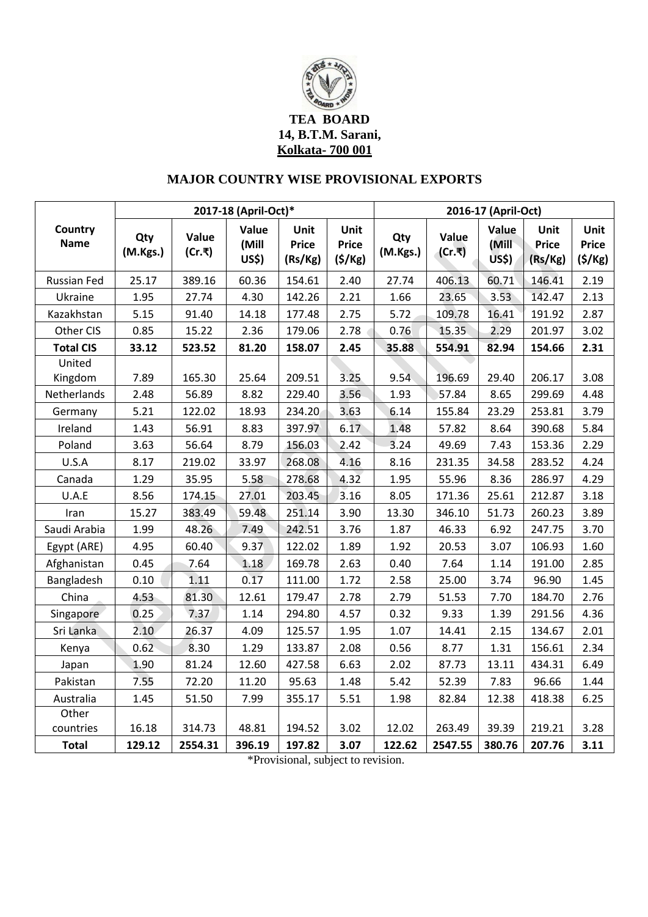**TEA BOARD**
**14, B.T.M. Sarani,**
**Kolkata- 700 001**

## MAJOR COUNTRY WISE PROVISIONAL EXPORTS

| Country Name | 2017-18 (April-Oct)* | | | | | 2016-17 (April-Oct) | | | | |
|---|---|---|---|---|---|---|---|---|---|---|
| | Qty (M.Kgs.) | Value (Cr.₹) | Value (Mill US$) | Unit Price (Rs/Kg) | Unit Price ($/Kg) | Qty (M.Kgs.) | Value (Cr.₹) | Value (Mill US$) | Unit Price (Rs/Kg) | Unit Price ($/Kg) |
| Russian Fed | 25.17 | 389.16 | 60.36 | 154.61 | 2.40 | 27.74 | 406.13 | 60.71 | 146.41 | 2.19 |
| Ukraine | 1.95 | 27.74 | 4.30 | 142.26 | 2.21 | 1.66 | 23.65 | 3.53 | 142.47 | 2.13 |
| Kazakhstan | 5.15 | 91.40 | 14.18 | 177.48 | 2.75 | 5.72 | 109.78 | 16.41 | 191.92 | 2.87 |
| Other CIS | 0.85 | 15.22 | 2.36 | 179.06 | 2.78 | 0.76 | 15.35 | 2.29 | 201.97 | 3.02 |
| **Total CIS** | **33.12** | **523.52** | **81.20** | **158.07** | **2.45** | **35.88** | **554.91** | **82.94** | **154.66** | **2.31** |
| United Kingdom | 7.89 | 165.30 | 25.64 | 209.51 | 3.25 | 9.54 | 196.69 | 29.40 | 206.17 | 3.08 |
| Netherlands | 2.48 | 56.89 | 8.82 | 229.40 | 3.56 | 1.93 | 57.84 | 8.65 | 299.69 | 4.48 |
| Germany | 5.21 | 122.02 | 18.93 | 234.20 | 3.63 | 6.14 | 155.84 | 23.29 | 253.81 | 3.79 |
| Ireland | 1.43 | 56.91 | 8.83 | 397.97 | 6.17 | 1.48 | 57.82 | 8.64 | 390.68 | 5.84 |
| Poland | 3.63 | 56.64 | 8.79 | 156.03 | 2.42 | 3.24 | 49.69 | 7.43 | 153.36 | 2.29 |
| U.S.A | 8.17 | 219.02 | 33.97 | 268.08 | 4.16 | 8.16 | 231.35 | 34.58 | 283.52 | 4.24 |
| Canada | 1.29 | 35.95 | 5.58 | 278.68 | 4.32 | 1.95 | 55.96 | 8.36 | 286.97 | 4.29 |
| U.A.E | 8.56 | 174.15 | 27.01 | 203.45 | 3.16 | 8.05 | 171.36 | 25.61 | 212.87 | 3.18 |
| Iran | 15.27 | 383.49 | 59.48 | 251.14 | 3.90 | 13.30 | 346.10 | 51.73 | 260.23 | 3.89 |
| Saudi Arabia | 1.99 | 48.26 | 7.49 | 242.51 | 3.76 | 1.87 | 46.33 | 6.92 | 247.75 | 3.70 |
| Egypt (ARE) | 4.95 | 60.40 | 9.37 | 122.02 | 1.89 | 1.92 | 20.53 | 3.07 | 106.93 | 1.60 |
| Afghanistan | 0.45 | 7.64 | 1.18 | 169.78 | 2.63 | 0.40 | 7.64 | 1.14 | 191.00 | 2.85 |
| Bangladesh | 0.10 | 1.11 | 0.17 | 111.00 | 1.72 | 2.58 | 25.00 | 3.74 | 96.90 | 1.45 |
| China | 4.53 | 81.30 | 12.61 | 179.47 | 2.78 | 2.79 | 51.53 | 7.70 | 184.70 | 2.76 |
| Singapore | 0.25 | 7.37 | 1.14 | 294.80 | 4.57 | 0.32 | 9.33 | 1.39 | 291.56 | 4.36 |
| Sri Lanka | 2.10 | 26.37 | 4.09 | 125.57 | 1.95 | 1.07 | 14.41 | 2.15 | 134.67 | 2.01 |
| Kenya | 0.62 | 8.30 | 1.29 | 133.87 | 2.08 | 0.56 | 8.77 | 1.31 | 156.61 | 2.34 |
| Japan | 1.90 | 81.24 | 12.60 | 427.58 | 6.63 | 2.02 | 87.73 | 13.11 | 434.31 | 6.49 |
| Pakistan | 7.55 | 72.20 | 11.20 | 95.63 | 1.48 | 5.42 | 52.39 | 7.83 | 96.66 | 1.44 |
| Australia | 1.45 | 51.50 | 7.99 | 355.17 | 5.51 | 1.98 | 82.84 | 12.38 | 418.38 | 6.25 |
| Other countries | 16.18 | 314.73 | 48.81 | 194.52 | 3.02 | 12.02 | 263.49 | 39.39 | 219.21 | 3.28 |
| **Total** | **129.12** | **2554.31** | **396.19** | **197.82** | **3.07** | **122.62** | **2547.55** | **380.76** | **207.76** | **3.11** |

*Provisional, subject to revision.